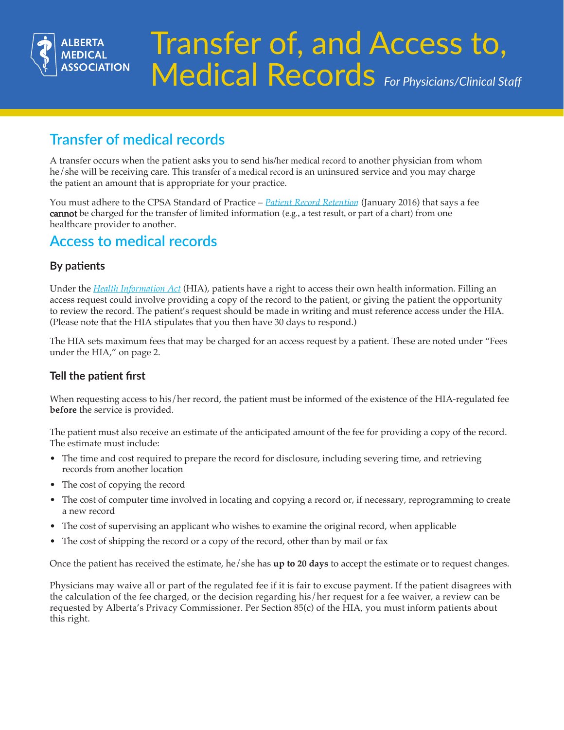# Transfer of, and Access to, Medical Records *For Physicians/Clinical Staff*

ALBERTA MEDICAL ASSOCIATION

## Transfer of medical records

A transfer occurs when the patient asks you to send his/her medical record to another physician from whom he/she will be receiving care. This transfer of a medical record is an uninsured service and you may charge the patient an amount that is appropriate for your practice.

You must adhere to the CPSA Standard of Practice – *Patient Record Retention* (January 2016) that says a fee **cannot** be charged for the transfer of limited information (e.g., a test result, or part of a chart) from one healthcare provider to another.

## Access to medical records

### By patients

Under the *Health Information Act* (HIA), patients have a right to access their own health information. Filling an access request could involve providing a copy of the record to the patient, or giving the patient the opportunity to review the record. The patient's request should be made in writing and must reference access under the HIA. (Please note that the HIA stipulates that you then have 30 days to respond.)

The HIA sets maximum fees that may be charged for an access request by a patient. These are noted under "Fees under the HIA," on page 2.

### Tell the patient first

When requesting access to his/her record, the patient must be informed of the existence of the HIA-regulated fee **before** the service is provided.

The patient must also receive an estimate of the anticipated amount of the fee for providing a copy of the record. The estimate must include:

- The time and cost required to prepare the record for disclosure, including severing time, and retrieving records from another location
- The cost of copying the record
- The cost of computer time involved in locating and copying a record or, if necessary, reprogramming to create a new record
- The cost of supervising an applicant who wishes to examine the original record, when applicable
- The cost of shipping the record or a copy of the record, other than by mail or fax

Once the patient has received the estimate, he/she has **up to 20 days** to accept the estimate or to request changes.

Physicians may waive all or part of the regulated fee if it is fair to excuse payment. If the patient disagrees with the calculation of the fee charged, or the decision regarding his/her request for a fee waiver, a review can be requested by Alberta's Privacy Commissioner. Per Section 85(c) of the HIA, you must inform patients about this right.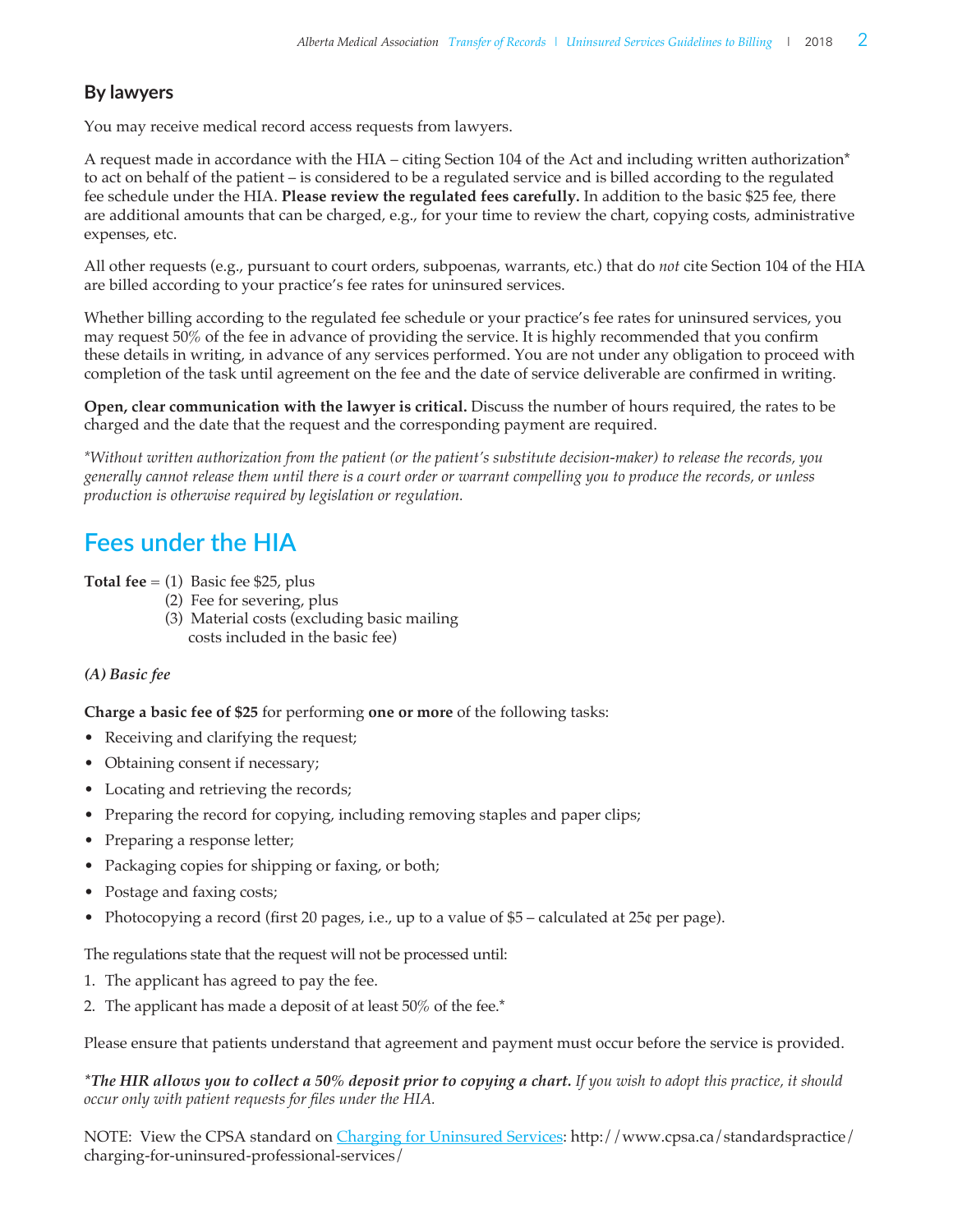### By lawyers

You may receive medical record access requests from lawyers.

A request made in accordance with the HIA – citing Section 104 of the Act and including written authorization* to act on behalf of the patient – is considered to be a regulated service and is billed according to the regulated fee schedule under the HIA. **Please review the regulated fees carefully.** In addition to the basic $25 fee, there are additional amounts that can be charged, e.g., for your time to review the chart, copying costs, administrative expenses, etc.

All other requests (e.g., pursuant to court orders, subpoenas, warrants, etc.) that do *not* cite Section 104 of the HIA are billed according to your practice's fee rates for uninsured services.

Whether billing according to the regulated fee schedule or your practice's fee rates for uninsured services, you may request 50% of the fee in advance of providing the service. It is highly recommended that you confirm these details in writing, in advance of any services performed. You are not under any obligation to proceed with completion of the task until agreement on the fee and the date of service deliverable are confirmed in writing.

**Open, clear communication with the lawyer is critical.** Discuss the number of hours required, the rates to be charged and the date that the request and the corresponding payment are required.

*\*Without written authorization from the patient (or the patient's substitute decision-maker) to release the records, you generally cannot release them until there is a court order or warrant compelling you to produce the records, or unless production is otherwise required by legislation or regulation.*

## Fees under the HIA

**Total fee** = (1) Basic fee $25, plus
(2) Fee for severing, plus
(3) Material costs (excluding basic mailing costs included in the basic fee)

***(A) Basic fee***

**Charge a basic fee of $25** for performing **one or more** of the following tasks:

- Receiving and clarifying the request;
- Obtaining consent if necessary;
- Locating and retrieving the records;
- Preparing the record for copying, including removing staples and paper clips;
- Preparing a response letter;
- Packaging copies for shipping or faxing, or both;
- Postage and faxing costs;
- Photocopying a record (first 20 pages, i.e., up to a value of $5 – calculated at 25¢ per page).

The regulations state that the request will not be processed until:

1. The applicant has agreed to pay the fee.
2. The applicant has made a deposit of at least 50% of the fee.*

Please ensure that patients understand that agreement and payment must occur before the service is provided.

***\*The HIR allows you to collect a 50% deposit prior to copying a chart.*** *If you wish to adopt this practice, it should occur only with patient requests for files under the HIA.*

NOTE: View the CPSA standard on Charging for Uninsured Services: http://www.cpsa.ca/standardspractice/charging-for-uninsured-professional-services/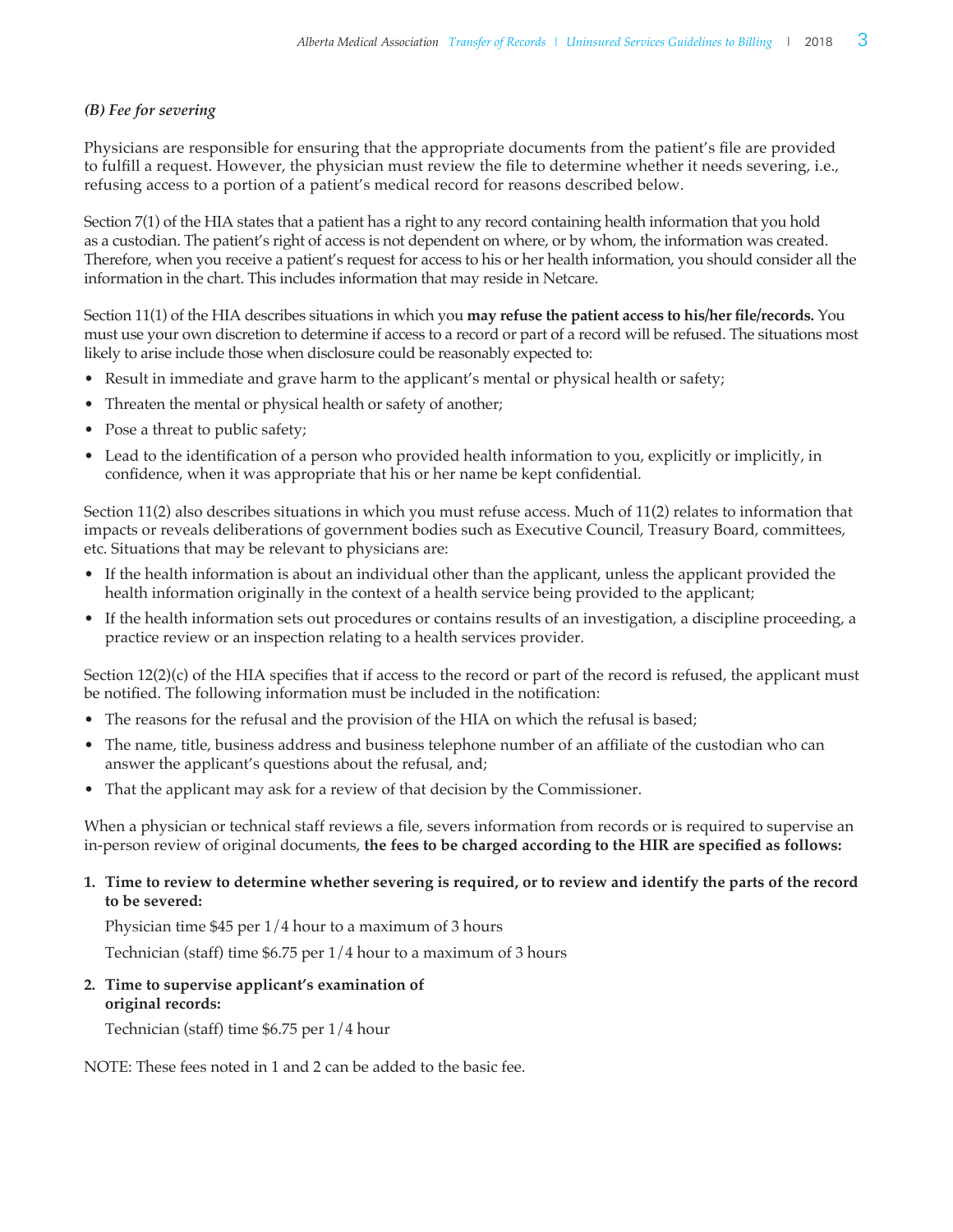### *(B) Fee for severing*

Physicians are responsible for ensuring that the appropriate documents from the patient's file are provided to fulfill a request. However, the physician must review the file to determine whether it needs severing, i.e., refusing access to a portion of a patient's medical record for reasons described below.

Section 7(1) of the HIA states that a patient has a right to any record containing health information that you hold as a custodian. The patient's right of access is not dependent on where, or by whom, the information was created. Therefore, when you receive a patient's request for access to his or her health information, you should consider all the information in the chart. This includes information that may reside in Netcare.

Section 11(1) of the HIA describes situations in which you **may refuse the patient access to his/her file/records.** You must use your own discretion to determine if access to a record or part of a record will be refused. The situations most likely to arise include those when disclosure could be reasonably expected to:

- Result in immediate and grave harm to the applicant's mental or physical health or safety;
- Threaten the mental or physical health or safety of another;
- Pose a threat to public safety;
- Lead to the identification of a person who provided health information to you, explicitly or implicitly, in confidence, when it was appropriate that his or her name be kept confidential.

Section 11(2) also describes situations in which you must refuse access. Much of 11(2) relates to information that impacts or reveals deliberations of government bodies such as Executive Council, Treasury Board, committees, etc. Situations that may be relevant to physicians are:

- If the health information is about an individual other than the applicant, unless the applicant provided the health information originally in the context of a health service being provided to the applicant;
- If the health information sets out procedures or contains results of an investigation, a discipline proceeding, a practice review or an inspection relating to a health services provider.

Section 12(2)(c) of the HIA specifies that if access to the record or part of the record is refused, the applicant must be notified. The following information must be included in the notification:

- The reasons for the refusal and the provision of the HIA on which the refusal is based;
- The name, title, business address and business telephone number of an affiliate of the custodian who can answer the applicant's questions about the refusal, and;
- That the applicant may ask for a review of that decision by the Commissioner.

When a physician or technical staff reviews a file, severs information from records or is required to supervise an in-person review of original documents, **the fees to be charged according to the HIR are specified as follows:**

1. **Time to review to determine whether severing is required, or to review and identify the parts of the record to be severed:**

   Physician time $45 per 1/4 hour to a maximum of 3 hours

   Technician (staff) time $6.75 per 1/4 hour to a maximum of 3 hours

2. **Time to supervise applicant's examination of original records:**

   Technician (staff) time $6.75 per 1/4 hour

NOTE: These fees noted in 1 and 2 can be added to the basic fee.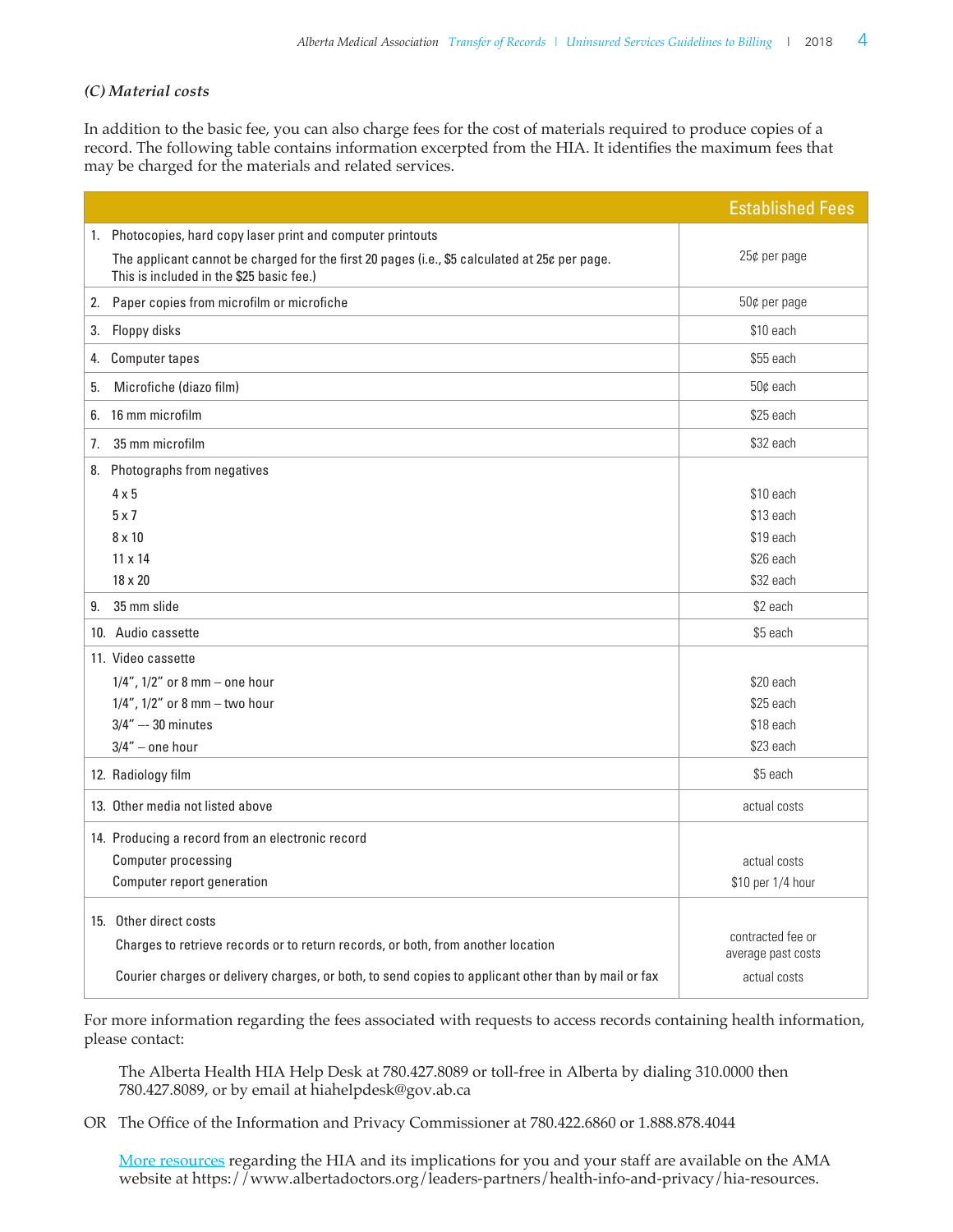### *(C) Material costs*

In addition to the basic fee, you can also charge fees for the cost of materials required to produce copies of a record. The following table contains information excerpted from the HIA. It identifies the maximum fees that may be charged for the materials and related services.

| | Established Fees |
|---|---|
| 1. Photocopies, hard copy laser print and computer printouts<br>The applicant cannot be charged for the first 20 pages (i.e., $5 calculated at 25¢ per page. This is included in the $25 basic fee.) | 25¢ per page |
| 2. Paper copies from microfilm or microfiche | 50¢ per page |
| 3. Floppy disks | $10 each |
| 4. Computer tapes | $55 each |
| 5. Microfiche (diazo film) | 50¢ each |
| 6. 16 mm microfilm | $25 each |
| 7. 35 mm microfilm | $32 each |
| 8. Photographs from negatives | |
| 4 x 5 | $10 each |
| 5 x 7 | $13 each |
| 8 x 10 | $19 each |
| 11 x 14 | $26 each |
| 18 x 20 | $32 each |
| 9. 35 mm slide | $2 each |
| 10. Audio cassette | $5 each |
| 11. Video cassette | |
| 1/4", 1/2" or 8 mm – one hour | $20 each |
| 1/4", 1/2" or 8 mm – two hour | $25 each |
| 3/4" –- 30 minutes | $18 each |
| 3/4" – one hour | $23 each |
| 12. Radiology film | $5 each |
| 13. Other media not listed above | actual costs |
| 14. Producing a record from an electronic record | |
| Computer processing | actual costs |
| Computer report generation | $10 per 1/4 hour |
| 15. Other direct costs | |
| Charges to retrieve records or to return records, or both, from another location | contracted fee or average past costs |
| Courier charges or delivery charges, or both, to send copies to applicant other than by mail or fax | actual costs |

For more information regarding the fees associated with requests to access records containing health information, please contact:

The Alberta Health HIA Help Desk at 780.427.8089 or toll-free in Alberta by dialing 310.0000 then 780.427.8089, or by email at hiahelpdesk@gov.ab.ca

OR The Office of the Information and Privacy Commissioner at 780.422.6860 or 1.888.878.4044

More resources regarding the HIA and its implications for you and your staff are available on the AMA website at https://www.albertadoctors.org/leaders-partners/health-info-and-privacy/hia-resources.